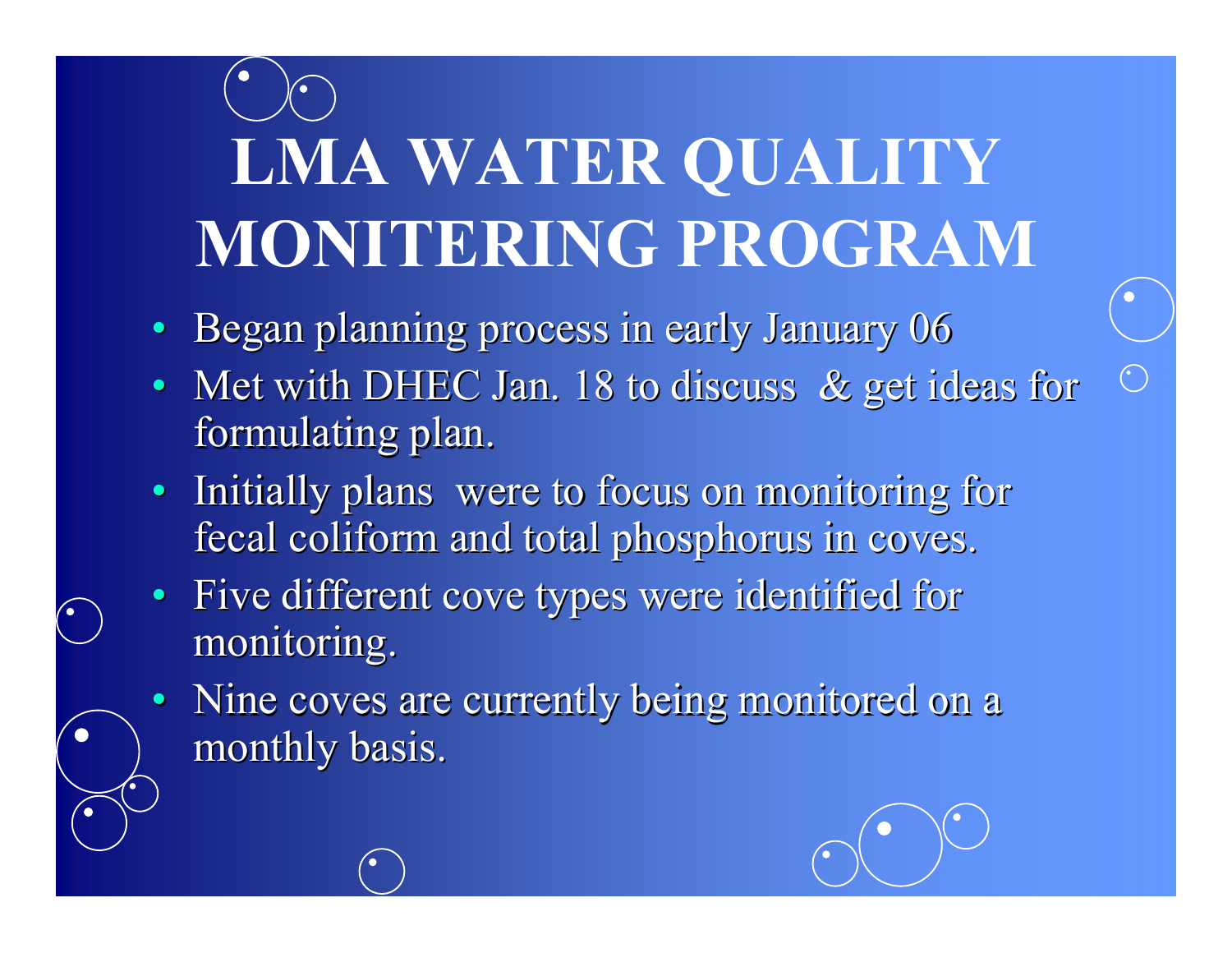# LMA WATER QUALITY MONITERING PROGRAM

- Began planning process in early January 06
- Met with DHEC Jan. 18 to discuss & get ideas for formulating plan.
- Initially plans were to focus on monitoring for fecal coliform and total phosphorus in coves.
- Five different cove types were identified for monitoring.
- Nine coves are currently being monitored on a monthly basis.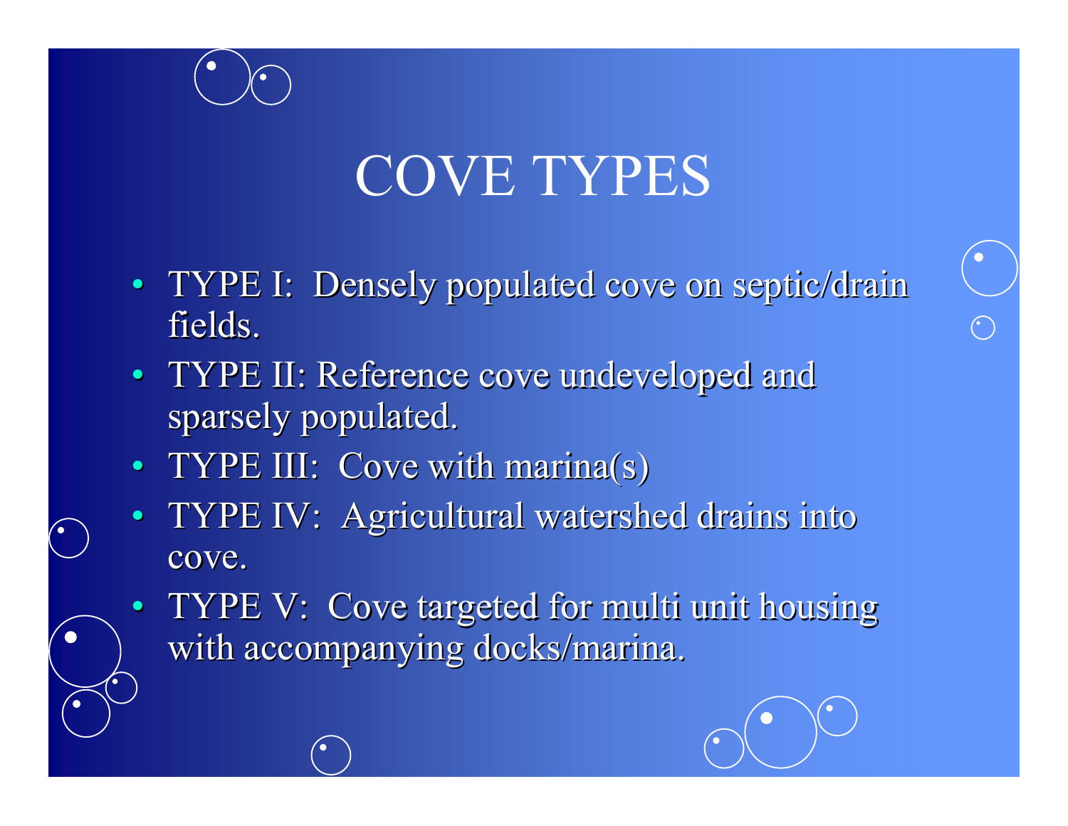# COVE TYPES

- TYPE I: Densely populated cove on septic/drain fields.
- TYPE II: Reference cove undeveloped and sparsely populated.
- TYPE III: Cove with marina(s)
- TYPE IV: Agricultural watershed drains into cove.
- TYPE V: Cove targeted for multi unit housing with accompanying docks/marina.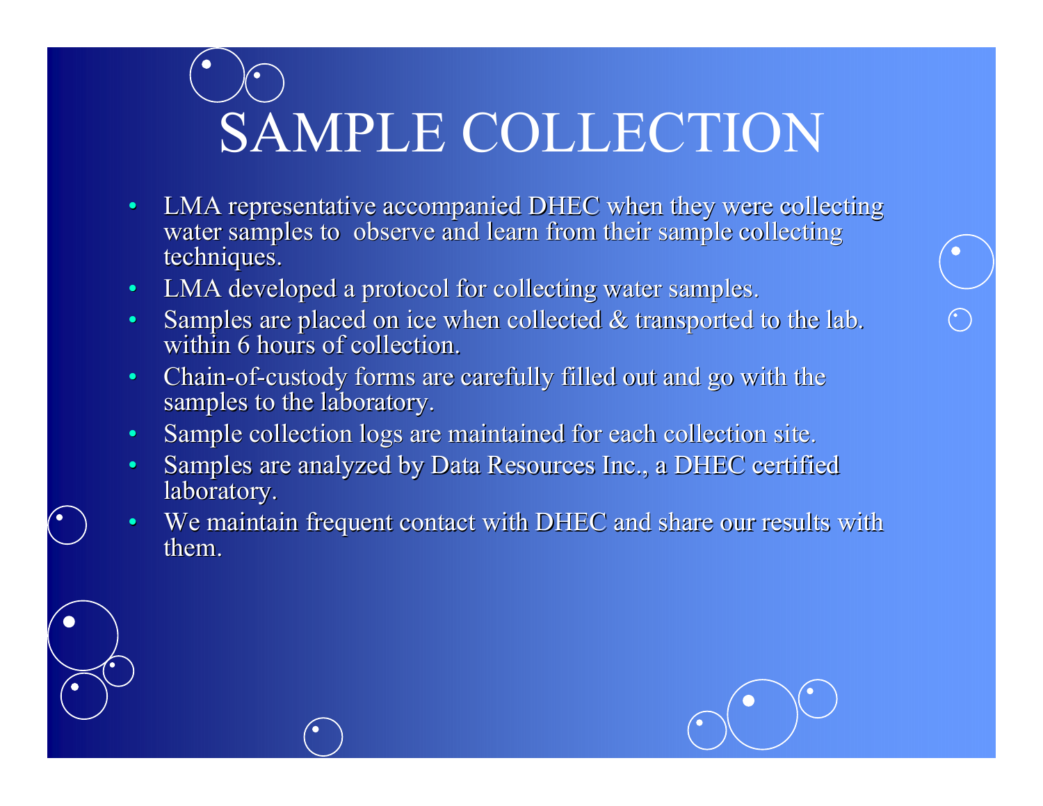# SAMPLE COLLECTION

- LMA representative accompanied DHEC when they were collecting water samples to  observe and learn from their sample collecting techniques.
- LMA developed a protocol for collecting water samples.
- Samples are placed on ice when collected & transported to the lab. within 6 hours of collection.
- Chain-of-custody forms are carefully filled out and go with the samples to the laboratory.
- Sample collection logs are maintained for each collection site.
- Samples are analyzed by Data Resources Inc., a DHEC certified laboratory.
- We maintain frequent contact with DHEC and share our results with them.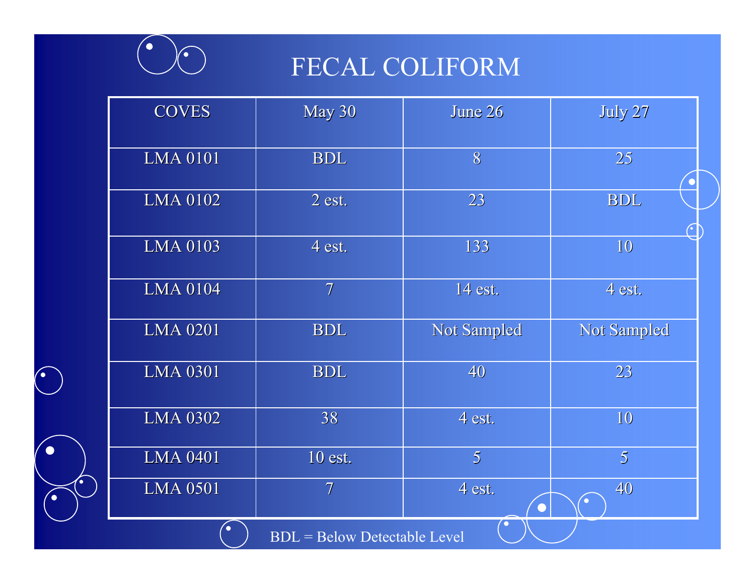# FECAL COLIFORM

| COVES | May 30 | June 26 | July 27 |
|---|---|---|---|
| LMA 0101 | BDL | 8 | 25 |
| LMA 0102 | 2 est. | 23 | BDL |
| LMA 0103 | 4 est. | 133 | 10 |
| LMA 0104 | 7 | 14 est. | 4 est. |
| LMA 0201 | BDL | Not Sampled | Not Sampled |
| LMA 0301 | BDL | 40 | 23 |
| LMA 0302 | 38 | 4 est. | 10 |
| LMA 0401 | 10 est. | 5 | 5 |
| LMA 0501 | 7 | 4 est. | 40 |

BDL = Below Detectable Level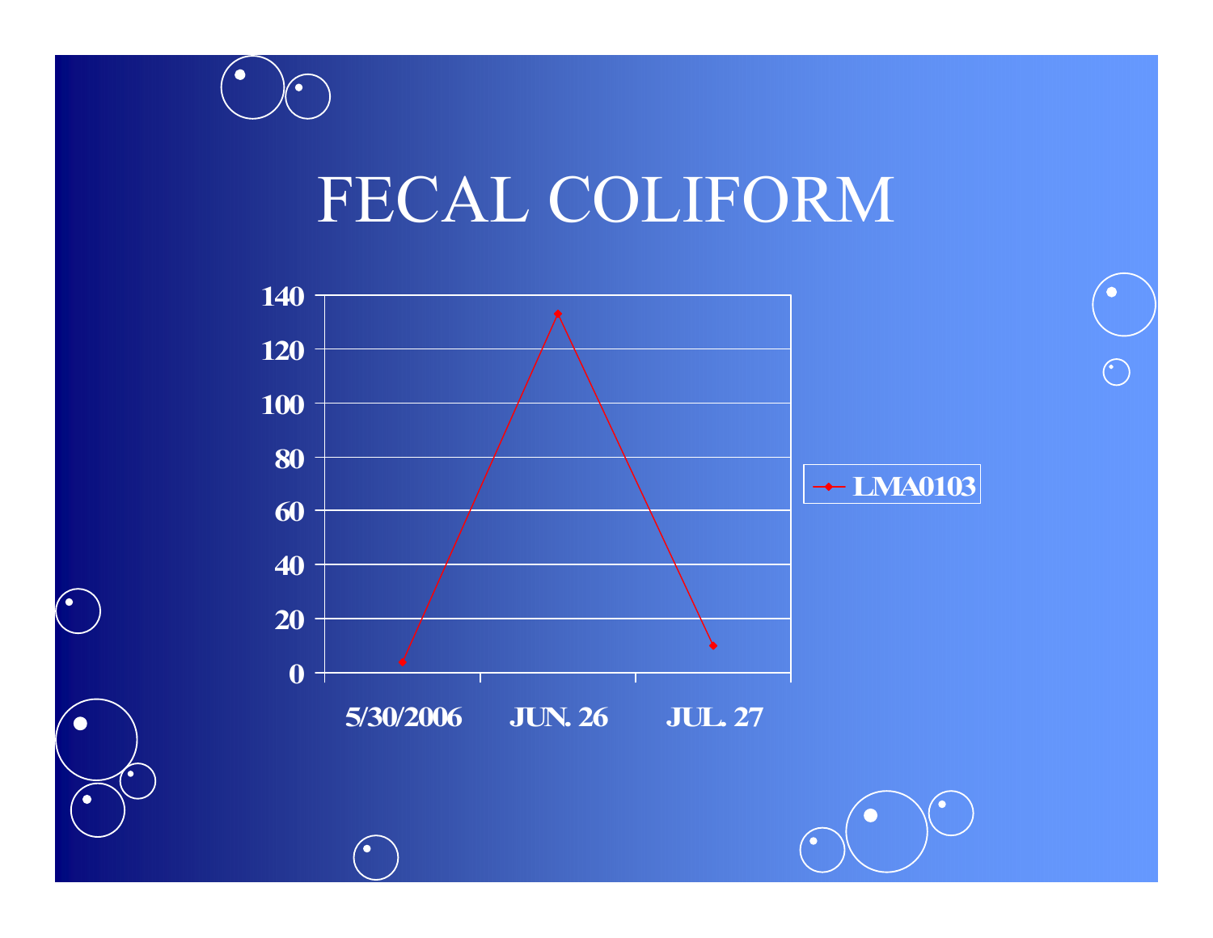# FECAL COLIFORM

| | LMA0103 |
|---|---|
| 5/30/2006 | 4 |
| JUN. 26 | 133 |
| JUL. 27 | 10 |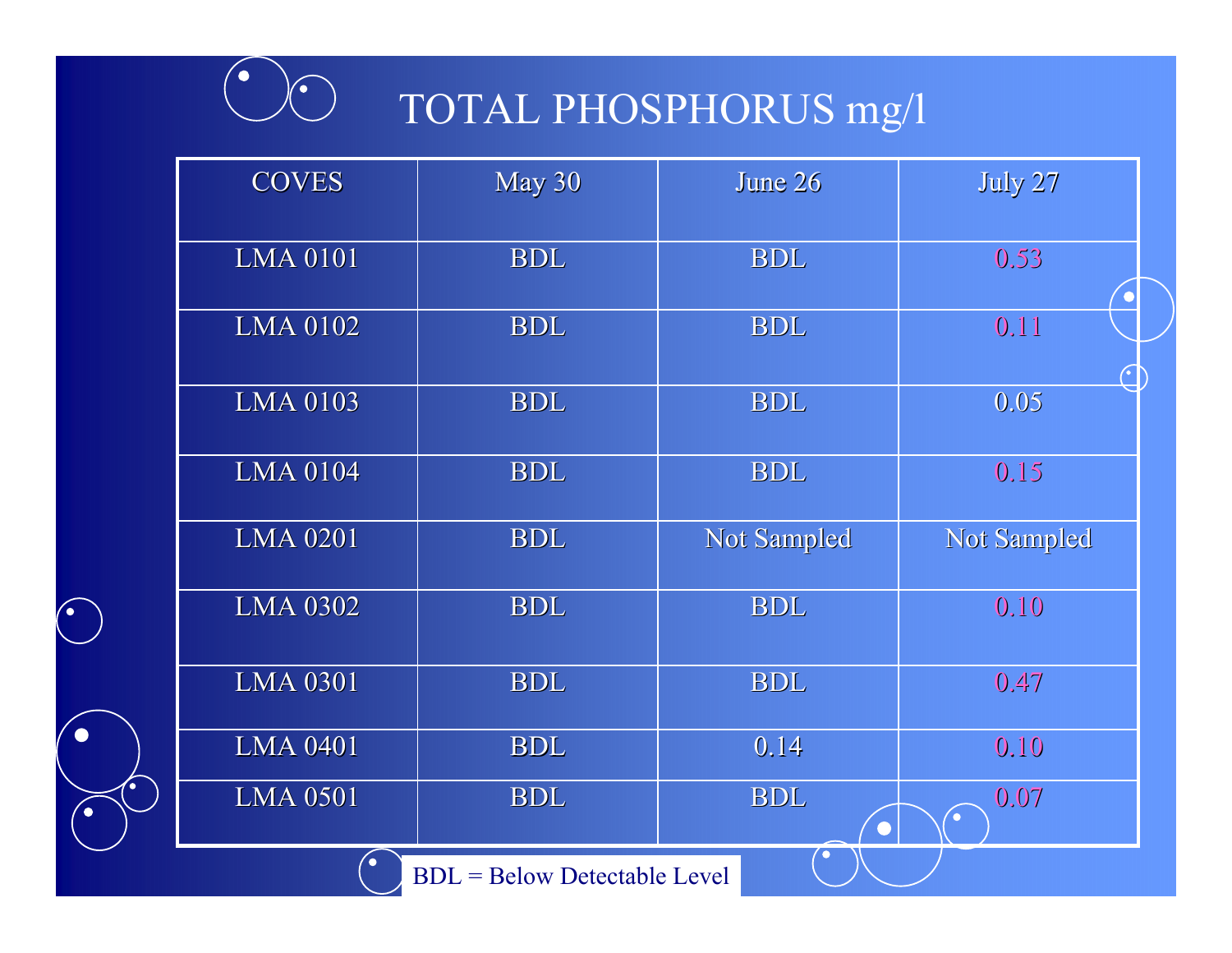# TOTAL PHOSPHORUS mg/l

| COVES | May 30 | June 26 | July 27 |
|---|---|---|---|
| LMA 0101 | BDL | BDL | 0.53 |
| LMA 0102 | BDL | BDL | 0.11 |
| LMA 0103 | BDL | BDL | 0.05 |
| LMA 0104 | BDL | BDL | 0.15 |
| LMA 0201 | BDL | Not Sampled | Not Sampled |
| LMA 0302 | BDL | BDL | 0.10 |
| LMA 0301 | BDL | BDL | 0.47 |
| LMA 0401 | BDL | 0.14 | 0.10 |
| LMA 0501 | BDL | BDL | 0.07 |

BDL = Below Detectable Level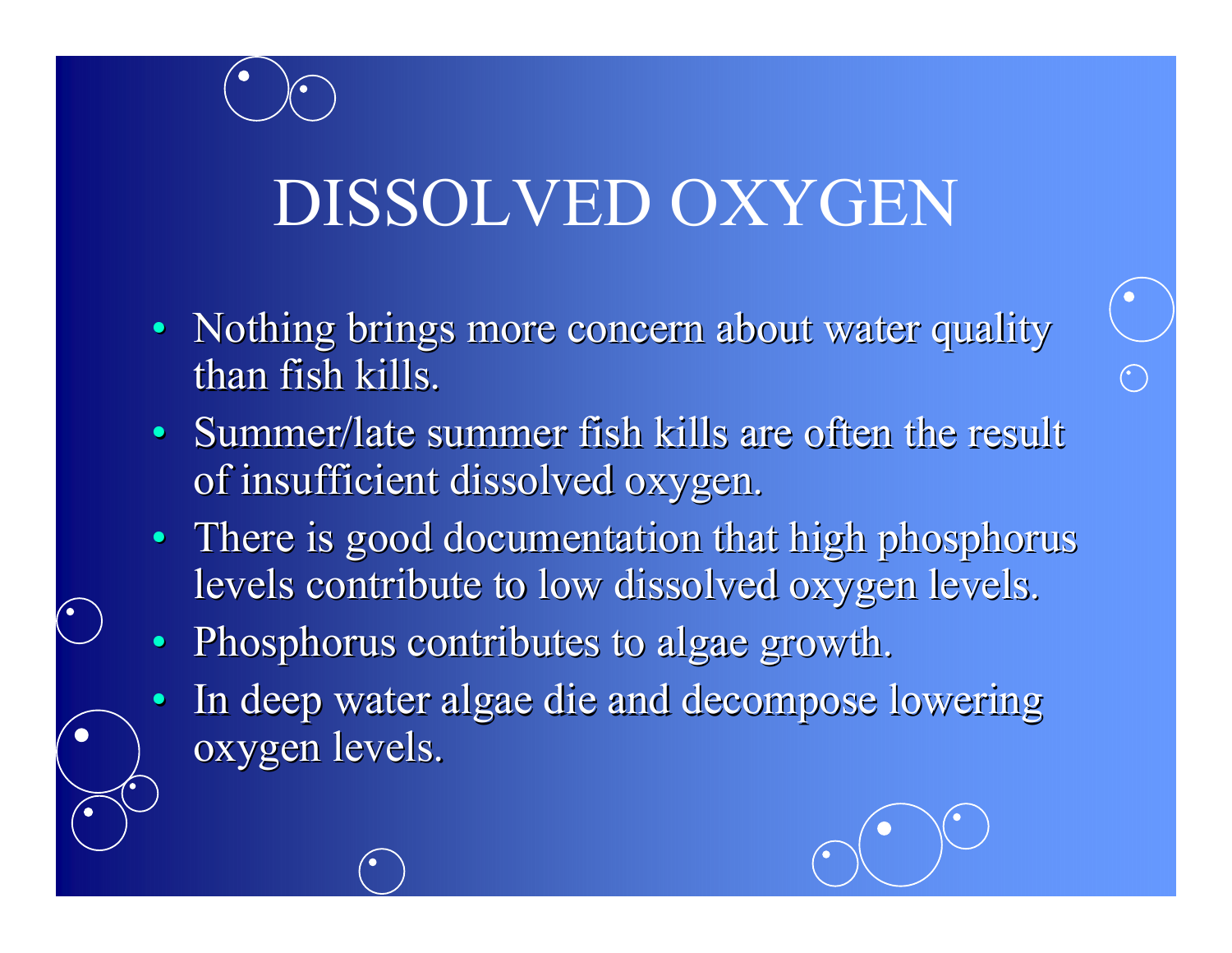# DISSOLVED OXYGEN

- Nothing brings more concern about water quality than fish kills.
- Summer/late summer fish kills are often the result of insufficient dissolved oxygen.
- There is good documentation that high phosphorus levels contribute to low dissolved oxygen levels.
- Phosphorus contributes to algae growth.
- In deep water algae die and decompose lowering oxygen levels.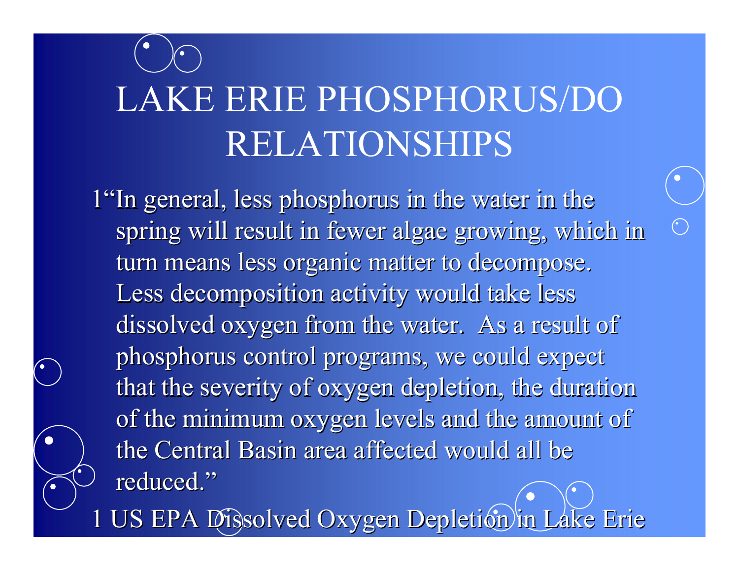# LAKE ERIE PHOSPHORUS/DO RELATIONSHIPS

[1]"In general, less phosphorus in the water in the spring will result in fewer algae growing, which in turn means less organic matter to decompose. Less decomposition activity would take less dissolved oxygen from the water. As a result of phosphorus control programs, we could expect that the severity of oxygen depletion, the duration of the minimum oxygen levels and the amount of the Central Basin area affected would all be reduced."

1 US EPA Dissolved Oxygen Depletion in Lake Erie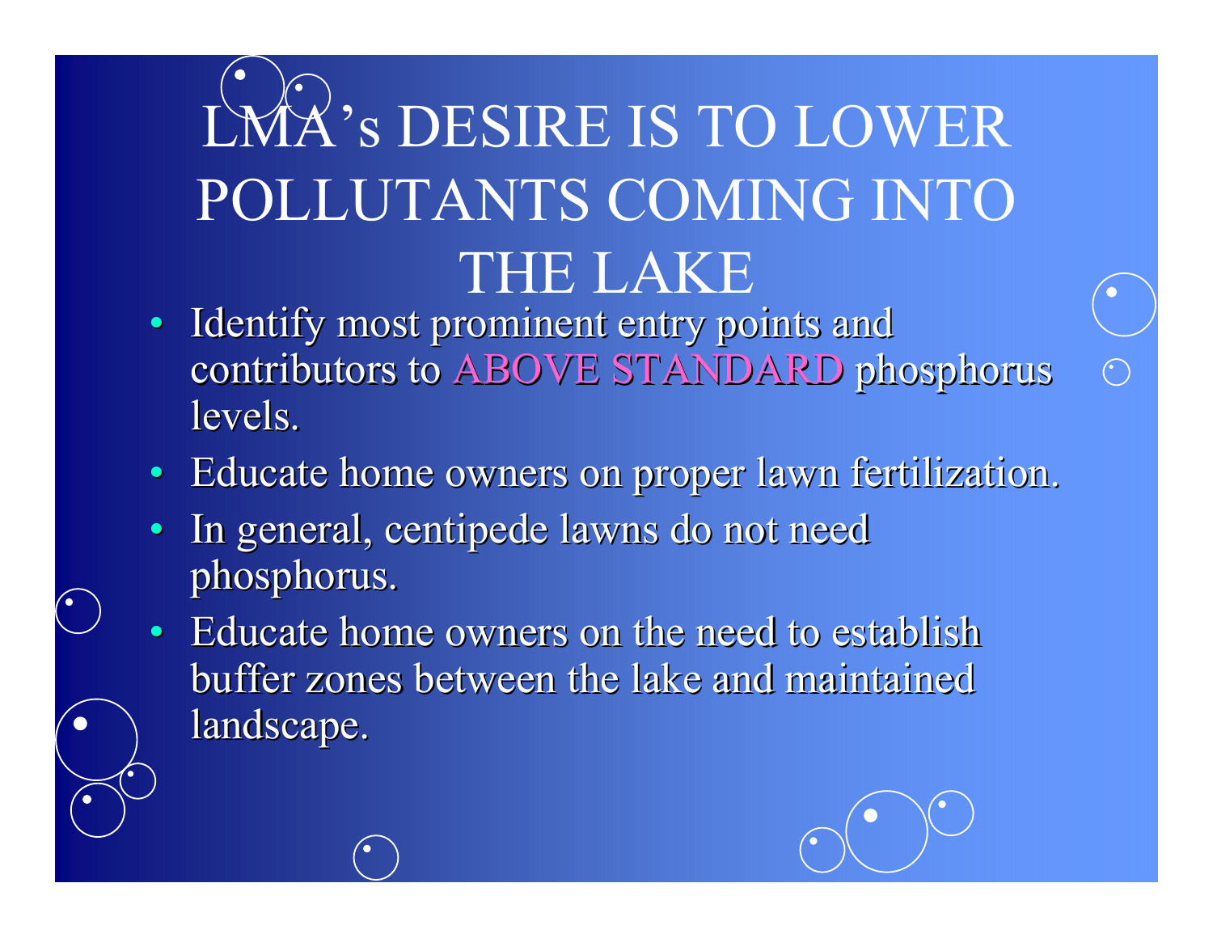# LMA's DESIRE IS TO LOWER POLLUTANTS COMING INTO THE LAKE

- Identify most prominent entry points and contributors to ABOVE STANDARD phosphorus levels.
- Educate home owners on proper lawn fertilization.
- In general, centipede lawns do not need phosphorus.
- Educate home owners on the need to establish buffer zones between the lake and maintained landscape.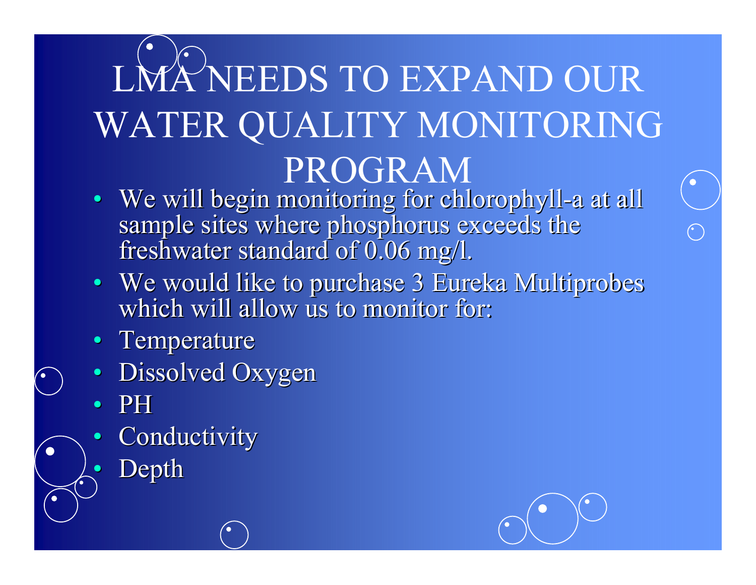# LMA NEEDS TO EXPAND OUR WATER QUALITY MONITORING PROGRAM

- We will begin monitoring for chlorophyll-a at all sample sites where phosphorus exceeds the freshwater standard of 0.06 mg/l.
- We would like to purchase 3 Eureka Multiprobes which will allow us to monitor for:
- Temperature
- Dissolved Oxygen
- PH
- Conductivity
- Depth